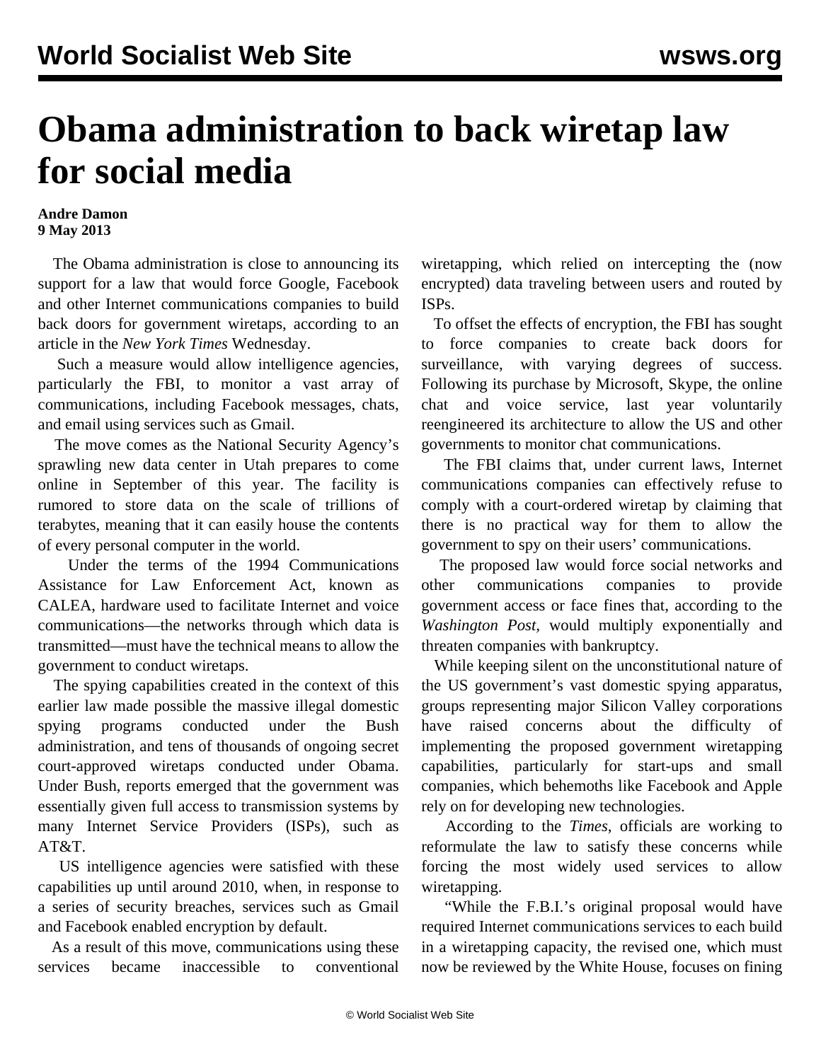# Obama administration to back wiretap law for social media

**Andre Damon**
**9 May 2013**

The Obama administration is close to announcing its support for a law that would force Google, Facebook and other Internet communications companies to build back doors for government wiretaps, according to an article in the *New York Times* Wednesday.

Such a measure would allow intelligence agencies, particularly the FBI, to monitor a vast array of communications, including Facebook messages, chats, and email using services such as Gmail.

The move comes as the National Security Agency's sprawling new data center in Utah prepares to come online in September of this year. The facility is rumored to store data on the scale of trillions of terabytes, meaning that it can easily house the contents of every personal computer in the world.

Under the terms of the 1994 Communications Assistance for Law Enforcement Act, known as CALEA, hardware used to facilitate Internet and voice communications—the networks through which data is transmitted—must have the technical means to allow the government to conduct wiretaps.

The spying capabilities created in the context of this earlier law made possible the massive illegal domestic spying programs conducted under the Bush administration, and tens of thousands of ongoing secret court-approved wiretaps conducted under Obama. Under Bush, reports emerged that the government was essentially given full access to transmission systems by many Internet Service Providers (ISPs), such as AT&T.

US intelligence agencies were satisfied with these capabilities up until around 2010, when, in response to a series of security breaches, services such as Gmail and Facebook enabled encryption by default.

As a result of this move, communications using these services became inaccessible to conventional wiretapping, which relied on intercepting the (now encrypted) data traveling between users and routed by ISPs.

To offset the effects of encryption, the FBI has sought to force companies to create back doors for surveillance, with varying degrees of success. Following its purchase by Microsoft, Skype, the online chat and voice service, last year voluntarily reengineered its architecture to allow the US and other governments to monitor chat communications.

The FBI claims that, under current laws, Internet communications companies can effectively refuse to comply with a court-ordered wiretap by claiming that there is no practical way for them to allow the government to spy on their users' communications.

The proposed law would force social networks and other communications companies to provide government access or face fines that, according to the *Washington Post,* would multiply exponentially and threaten companies with bankruptcy.

While keeping silent on the unconstitutional nature of the US government's vast domestic spying apparatus, groups representing major Silicon Valley corporations have raised concerns about the difficulty of implementing the proposed government wiretapping capabilities, particularly for start-ups and small companies, which behemoths like Facebook and Apple rely on for developing new technologies.

According to the *Times*, officials are working to reformulate the law to satisfy these concerns while forcing the most widely used services to allow wiretapping.

"While the F.B.I.'s original proposal would have required Internet communications services to each build in a wiretapping capacity, the revised one, which must now be reviewed by the White House, focuses on fining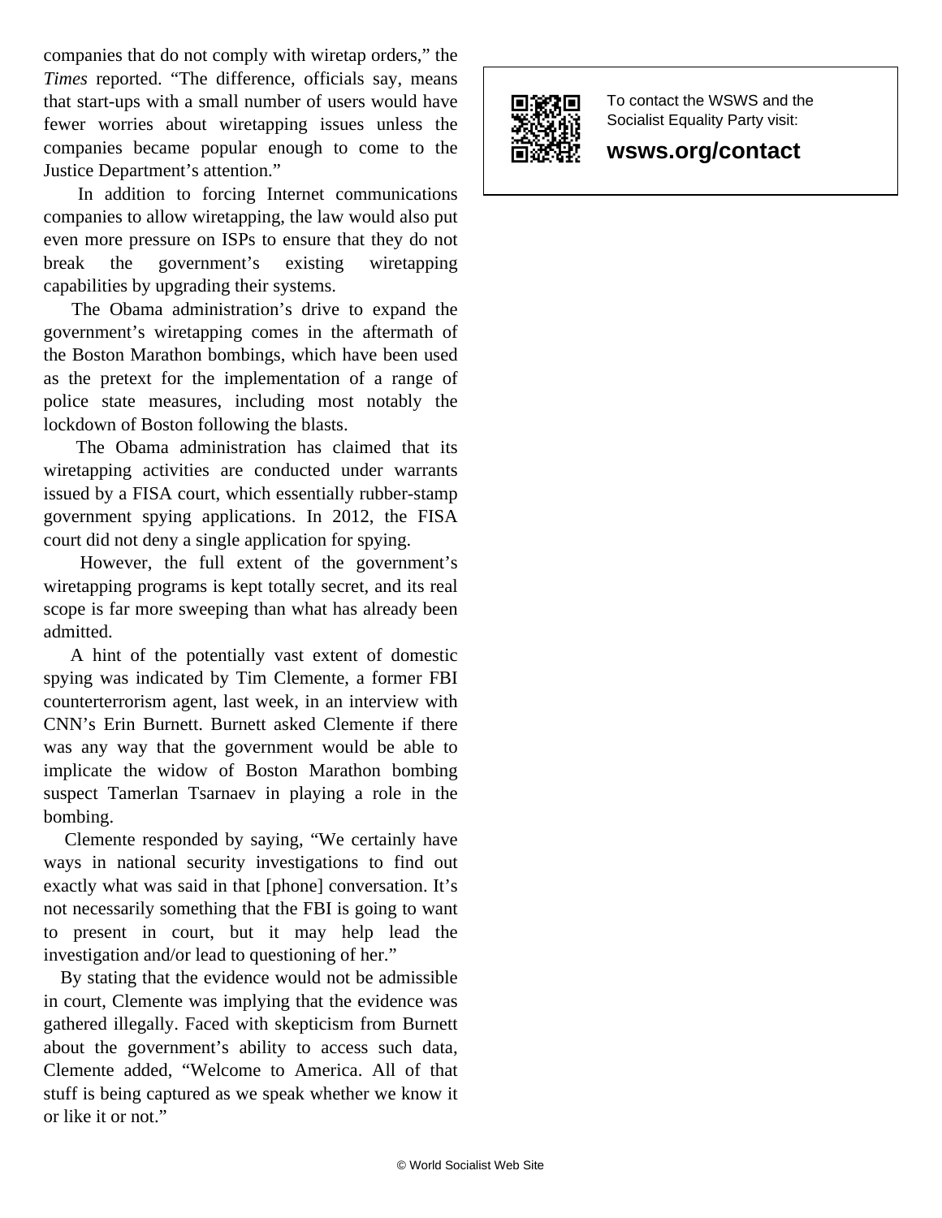companies that do not comply with wiretap orders," the *Times* reported. "The difference, officials say, means that start-ups with a small number of users would have fewer worries about wiretapping issues unless the companies became popular enough to come to the Justice Department's attention."

In addition to forcing Internet communications companies to allow wiretapping, the law would also put even more pressure on ISPs to ensure that they do not break the government's existing wiretapping capabilities by upgrading their systems.

The Obama administration's drive to expand the government's wiretapping comes in the aftermath of the Boston Marathon bombings, which have been used as the pretext for the implementation of a range of police state measures, including most notably the lockdown of Boston following the blasts.

The Obama administration has claimed that its wiretapping activities are conducted under warrants issued by a FISA court, which essentially rubber-stamp government spying applications. In 2012, the FISA court did not deny a single application for spying.

However, the full extent of the government's wiretapping programs is kept totally secret, and its real scope is far more sweeping than what has already been admitted.

A hint of the potentially vast extent of domestic spying was indicated by Tim Clemente, a former FBI counterterrorism agent, last week, in an interview with CNN's Erin Burnett. Burnett asked Clemente if there was any way that the government would be able to implicate the widow of Boston Marathon bombing suspect Tamerlan Tsarnaev in playing a role in the bombing.

Clemente responded by saying, "We certainly have ways in national security investigations to find out exactly what was said in that [phone] conversation. It's not necessarily something that the FBI is going to want to present in court, but it may help lead the investigation and/or lead to questioning of her."

By stating that the evidence would not be admissible in court, Clemente was implying that the evidence was gathered illegally. Faced with skepticism from Burnett about the government's ability to access such data, Clemente added, "Welcome to America. All of that stuff is being captured as we speak whether we know it or like it or not."

To contact the WSWS and the Socialist Equality Party visit:

**wsws.org/contact**